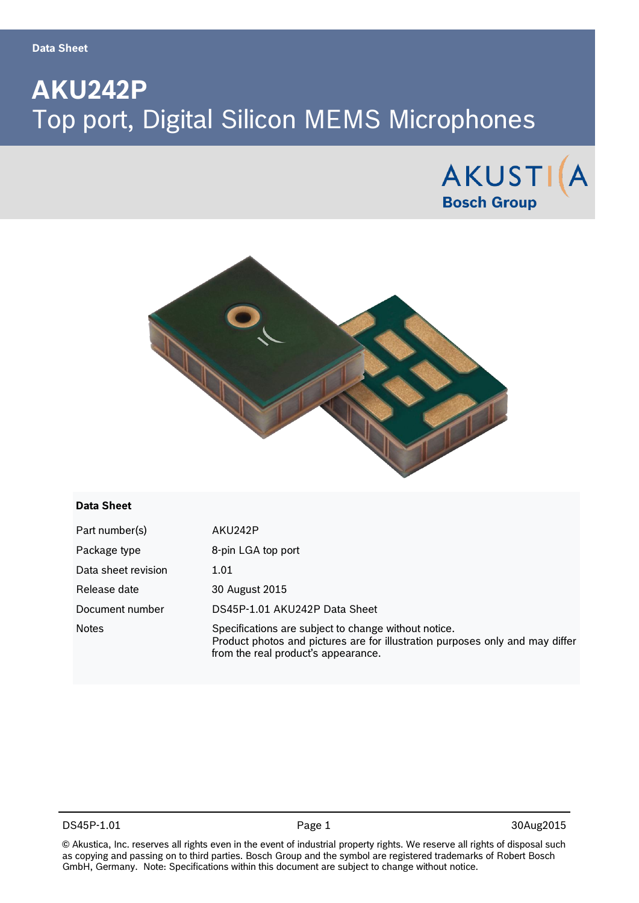Data Sheet

# AKU242P
Top port, Digital Silicon MEMS Microphones

AKUSTICA
Bosch Group

## Data Sheet

| | |
|---|---|
| Part number(s) | AKU242P |
| Package type | 8-pin LGA top port |
| Data sheet revision | 1.01 |
| Release date | 30 August 2015 |
| Document number | DS45P-1.01 AKU242P Data Sheet |
| Notes | Specifications are subject to change without notice. Product photos and pictures are for illustration purposes only and may differ from the real product's appearance. |

© Akustica, Inc. reserves all rights even in the event of industrial property rights. We reserve all rights of disposal such as copying and passing on to third parties. Bosch Group and the symbol are registered trademarks of Robert Bosch GmbH, Germany. Note: Specifications within this document are subject to change without notice.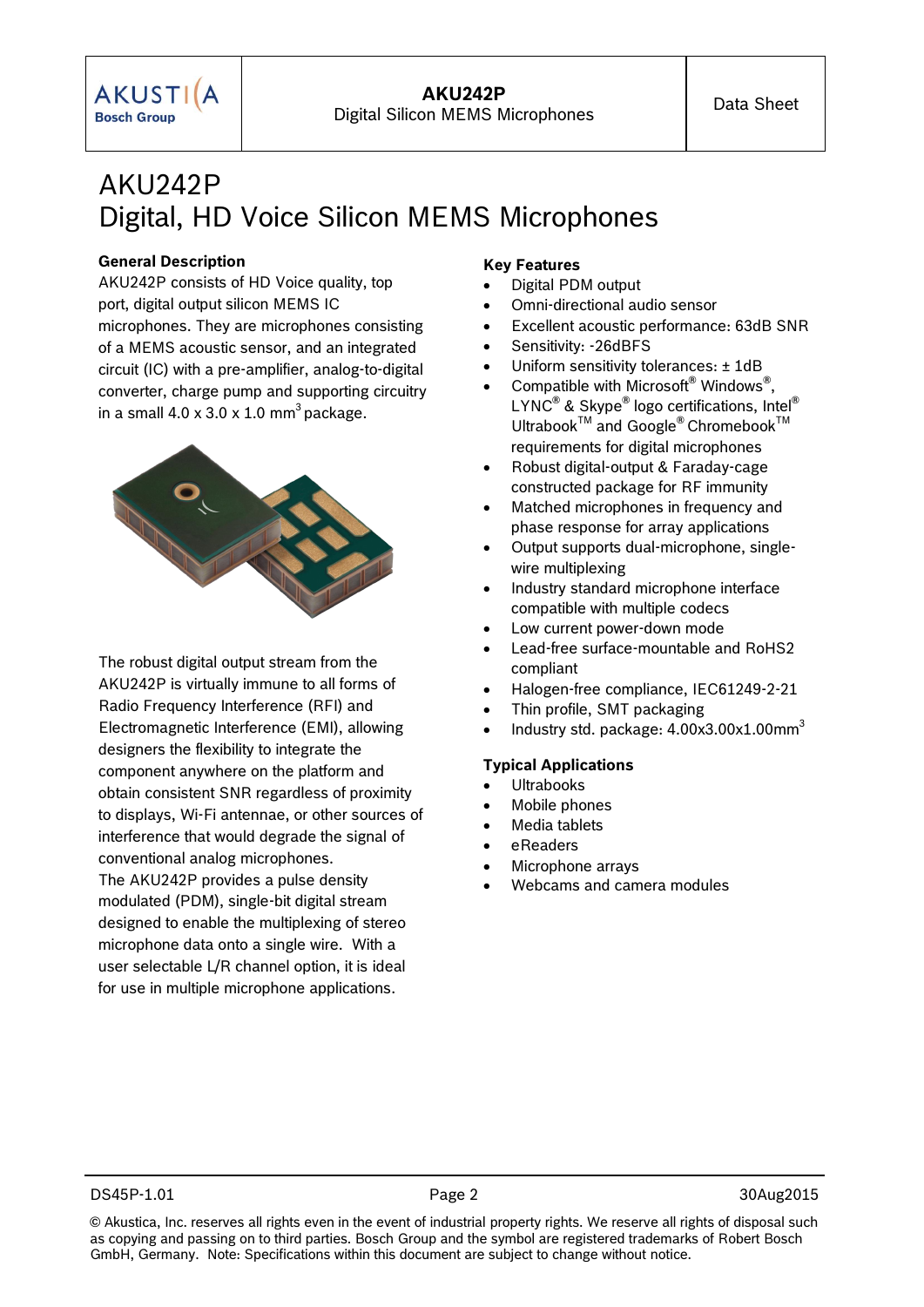# AKU242P
# Digital, HD Voice Silicon MEMS Microphones

**General Description**

AKU242P consists of HD Voice quality, top port, digital output silicon MEMS IC microphones. They are microphones consisting of a MEMS acoustic sensor, and an integrated circuit (IC) with a pre-amplifier, analog-to-digital converter, charge pump and supporting circuitry in a small 4.0 x 3.0 x 1.0 mm$^3$ package.

The robust digital output stream from the AKU242P is virtually immune to all forms of Radio Frequency Interference (RFI) and Electromagnetic Interference (EMI), allowing designers the flexibility to integrate the component anywhere on the platform and obtain consistent SNR regardless of proximity to displays, Wi-Fi antennae, or other sources of interference that would degrade the signal of conventional analog microphones.

The AKU242P provides a pulse density modulated (PDM), single-bit digital stream designed to enable the multiplexing of stereo microphone data onto a single wire. With a user selectable L/R channel option, it is ideal for use in multiple microphone applications.

**Key Features**

- Digital PDM output
- Omni-directional audio sensor
- Excellent acoustic performance: 63dB SNR
- Sensitivity: -26dBFS
- Uniform sensitivity tolerances: ± 1dB
- Compatible with Microsoft® Windows®, LYNC® & Skype® logo certifications, Intel® Ultrabook™ and Google® Chromebook™ requirements for digital microphones
- Robust digital-output & Faraday-cage constructed package for RF immunity
- Matched microphones in frequency and phase response for array applications
- Output supports dual-microphone, single-wire multiplexing
- Industry standard microphone interface compatible with multiple codecs
- Low current power-down mode
- Lead-free surface-mountable and RoHS2 compliant
- Halogen-free compliance, IEC61249-2-21
- Thin profile, SMT packaging
- Industry std. package: 4.00x3.00x1.00mm$^3$

**Typical Applications**

- Ultrabooks
- Mobile phones
- Media tablets
- eReaders
- Microphone arrays
- Webcams and camera modules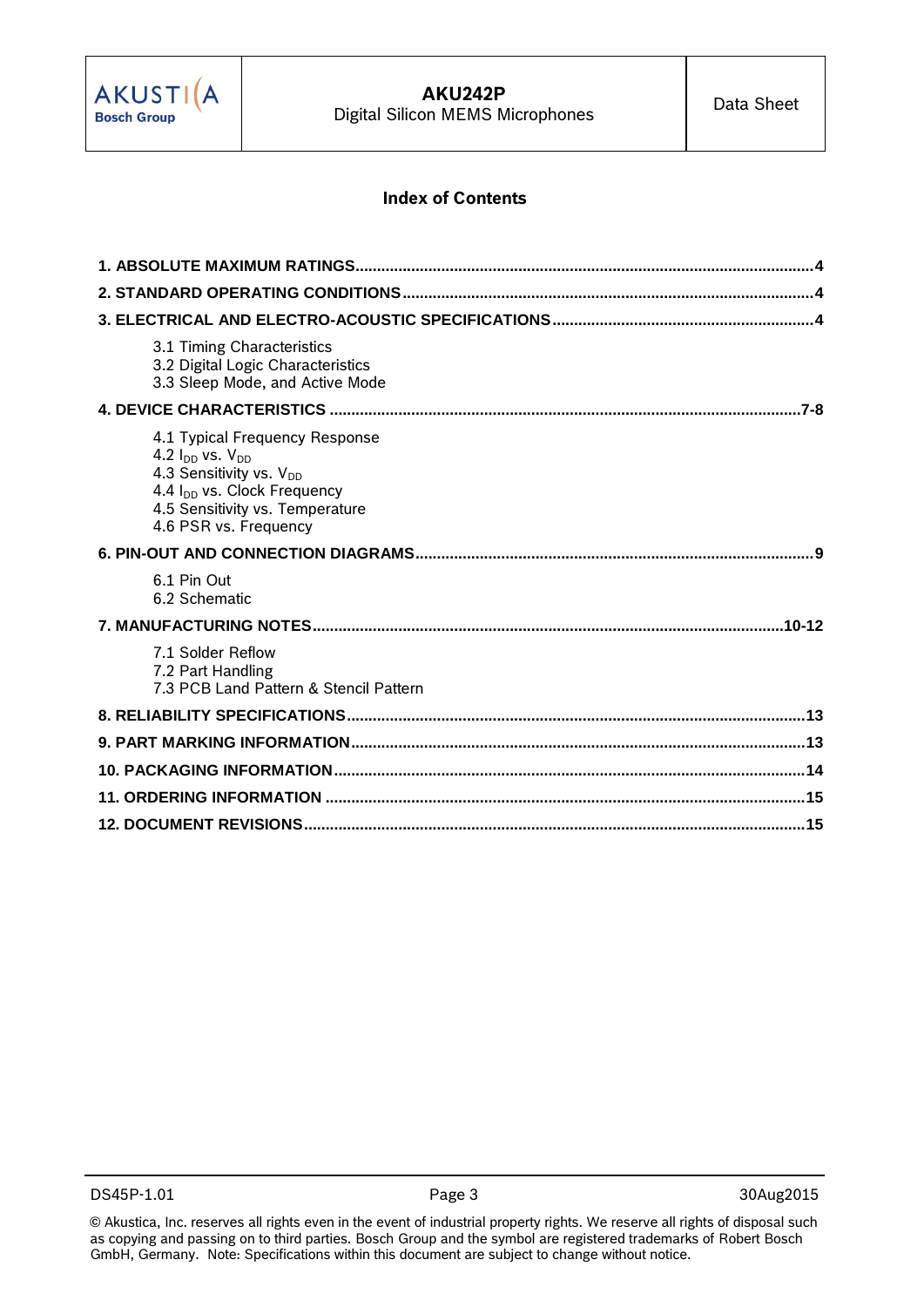## Index of Contents

**1. ABSOLUTE MAXIMUM RATINGS** ........................................ **4**

**2. STANDARD OPERATING CONDITIONS** ........................................ **4**

**3. ELECTRICAL AND ELECTRO-ACOUSTIC SPECIFICATIONS** ........................................ **4**

- 3.1 Timing Characteristics
- 3.2 Digital Logic Characteristics
- 3.3 Sleep Mode, and Active Mode

**4. DEVICE CHARACTERISTICS** ........................................ **7-8**

- 4.1 Typical Frequency Response
- 4.2 $I_{DD}$ vs. $V_{DD}$
- 4.3 Sensitivity vs. $V_{DD}$
- 4.4 $I_{DD}$ vs. Clock Frequency
- 4.5 Sensitivity vs. Temperature
- 4.6 PSR vs. Frequency

**6. PIN-OUT AND CONNECTION DIAGRAMS** ........................................ **9**

- 6.1 Pin Out
- 6.2 Schematic

**7. MANUFACTURING NOTES** ........................................ **10-12**

- 7.1 Solder Reflow
- 7.2 Part Handling
- 7.3 PCB Land Pattern & Stencil Pattern

**8. RELIABILITY SPECIFICATIONS** ........................................ **13**

**9. PART MARKING INFORMATION** ........................................ **13**

**10. PACKAGING INFORMATION** ........................................ **14**

**11. ORDERING INFORMATION** ........................................ **15**

**12. DOCUMENT REVISIONS** ........................................ **15**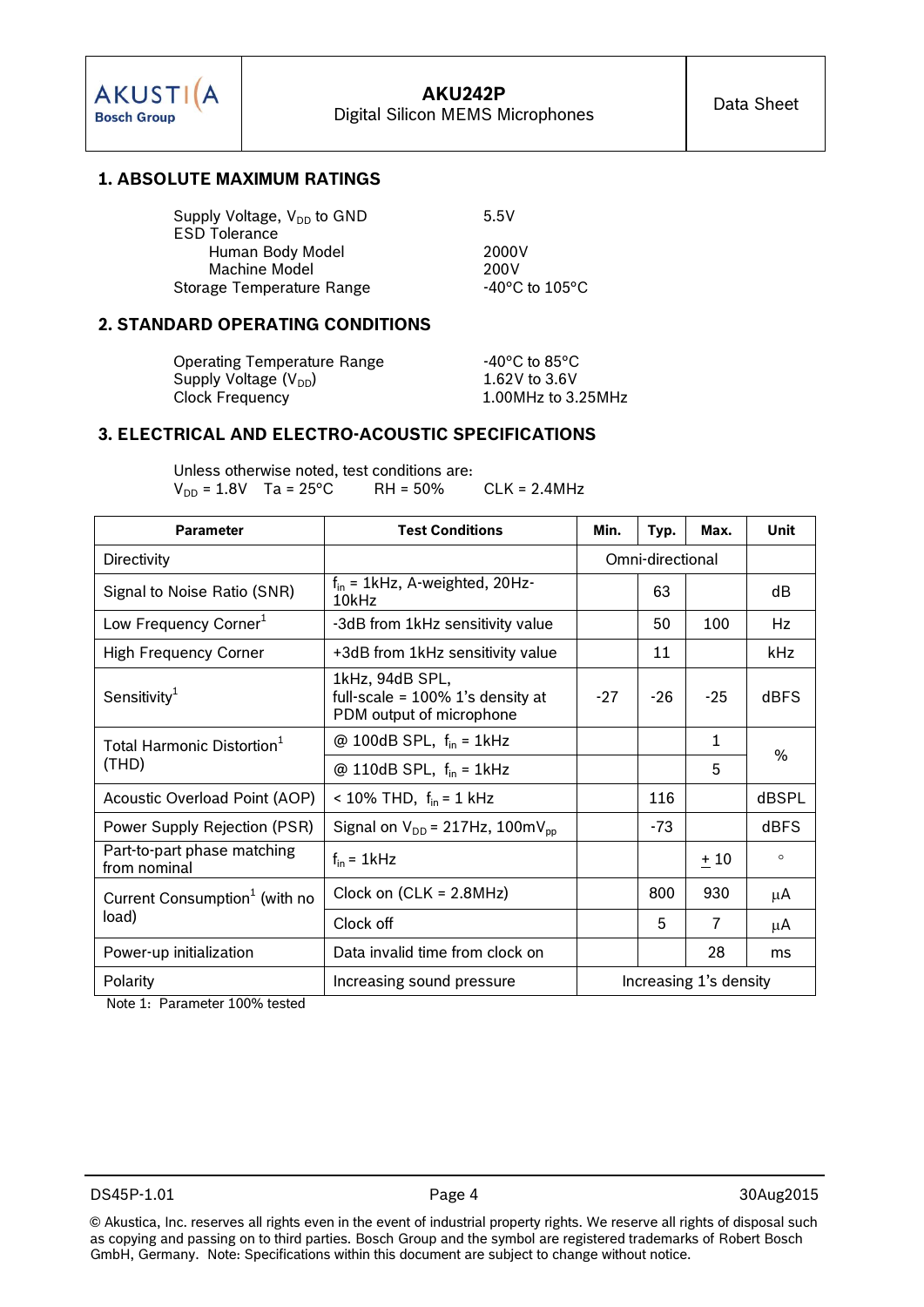## 1. ABSOLUTE MAXIMUM RATINGS

| | |
|---|---|
| Supply Voltage, $V_{DD}$ to GND | 5.5V |
| ESD Tolerance | |
| Human Body Model | 2000V |
| Machine Model | 200V |
| Storage Temperature Range | -40°C to 105°C |

## 2. STANDARD OPERATING CONDITIONS

| | |
|---|---|
| Operating Temperature Range | -40°C to 85°C |
| Supply Voltage ($V_{DD}$) | 1.62V to 3.6V |
| Clock Frequency | 1.00MHz to 3.25MHz |

## 3. ELECTRICAL AND ELECTRO-ACOUSTIC SPECIFICATIONS

Unless otherwise noted, test conditions are:
$V_{DD}$ = 1.8V Ta = 25°C RH = 50% CLK = 2.4MHz

| Parameter | Test Conditions | Min. | Typ. | Max. | Unit |
|---|---|---|---|---|---|
| Directivity | | Omni-directional | | | |
| Signal to Noise Ratio (SNR) | $f_{in}$ = 1kHz, A-weighted, 20Hz-10kHz | | 63 | | dB |
| Low Frequency Corner[1] | -3dB from 1kHz sensitivity value | | 50 | 100 | Hz |
| High Frequency Corner | +3dB from 1kHz sensitivity value | | 11 | | kHz |
| Sensitivity[1] | 1kHz, 94dB SPL, full-scale = 100% 1's density at PDM output of microphone | -27 | -26 | -25 | dBFS |
| Total Harmonic Distortion[1] (THD) | @ 100dB SPL, $f_{in}$ = 1kHz | | | 1 | % |
| | @ 110dB SPL, $f_{in}$ = 1kHz | | | 5 | % |
| Acoustic Overload Point (AOP) | < 10% THD, $f_{in}$ = 1 kHz | | 116 | | dBSPL |
| Power Supply Rejection (PSR) | Signal on $V_{DD}$ = 217Hz, 100mV$_{pp}$ | | -73 | | dBFS |
| Part-to-part phase matching from nominal | $f_{in}$ = 1kHz | | | ± 10 | ° |
| Current Consumption[1] (with no load) | Clock on (CLK = 2.8MHz) | | 800 | 930 | µA |
| | Clock off | | 5 | 7 | µA |
| Power-up initialization | Data invalid time from clock on | | | 28 | ms |
| Polarity | Increasing sound pressure | Increasing 1's density | | | |

Note 1: Parameter 100% tested

DS45P-1.01 30Aug2015

© Akustica, Inc. reserves all rights even in the event of industrial property rights. We reserve all rights of disposal such as copying and passing on to third parties. Bosch Group and the symbol are registered trademarks of Robert Bosch GmbH, Germany. Note: Specifications within this document are subject to change without notice.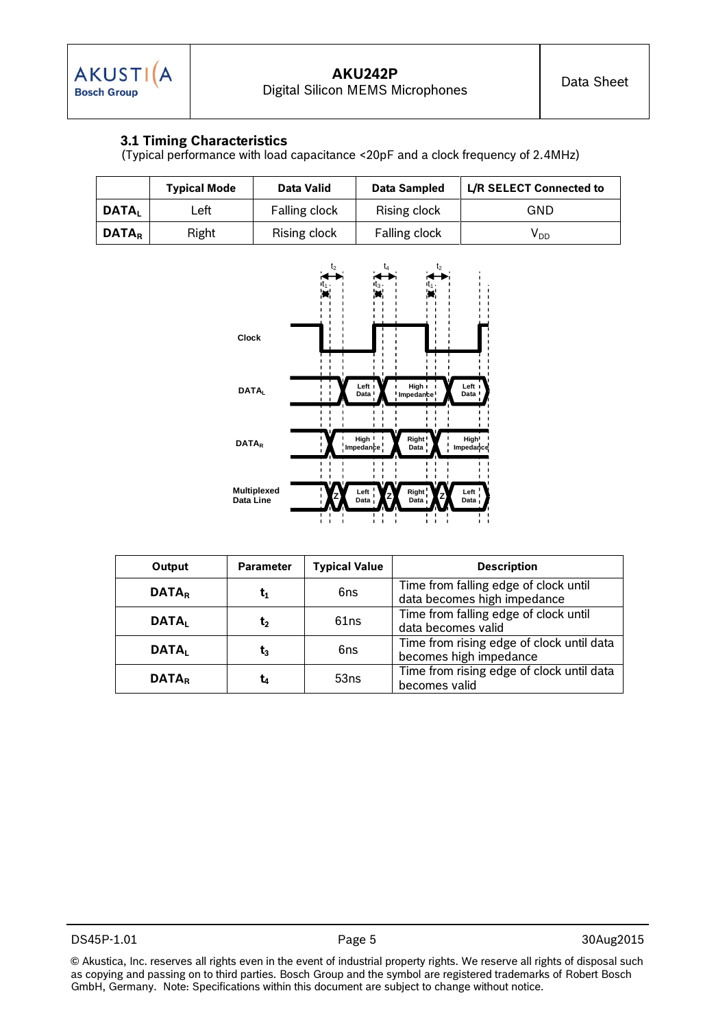### 3.1 Timing Characteristics

(Typical performance with load capacitance <20pF and a clock frequency of 2.4MHz)

| | Typical Mode | Data Valid | Data Sampled | L/R SELECT Connected to |
|---|---|---|---|---|
| **$DATA_L$** | Left | Falling clock | Rising clock | GND |
| **$DATA_R$** | Right | Rising clock | Falling clock | $V_{DD}$ |

| Output | Parameter | Typical Value | Description |
|---|---|---|---|
| **$DATA_R$** | $t_1$ | 6ns | Time from falling edge of clock until data becomes high impedance |
| **$DATA_L$** | $t_2$ | 61ns | Time from falling edge of clock until data becomes valid |
| **$DATA_L$** | $t_3$ | 6ns | Time from rising edge of clock until data becomes high impedance |
| **$DATA_R$** | $t_4$ | 53ns | Time from rising edge of clock until data becomes valid |

© Akustica, Inc. reserves all rights even in the event of industrial property rights. We reserve all rights of disposal such as copying and passing on to third parties. Bosch Group and the symbol are registered trademarks of Robert Bosch GmbH, Germany. Note: Specifications within this document are subject to change without notice.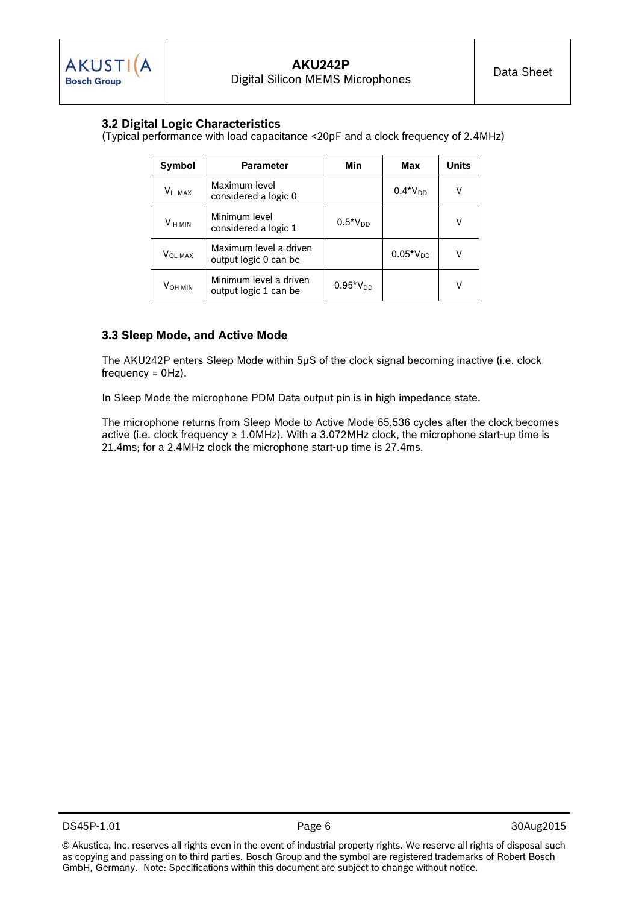### 3.2 Digital Logic Characteristics

(Typical performance with load capacitance <20pF and a clock frequency of 2.4MHz)

| Symbol | Parameter | Min | Max | Units |
|---|---|---|---|---|
| $V_{IL\ MAX}$ | Maximum level considered a logic 0 | | $0.4*V_{DD}$ | V |
| $V_{IH\ MIN}$ | Minimum level considered a logic 1 | $0.5*V_{DD}$ | | V |
| $V_{OL\ MAX}$ | Maximum level a driven output logic 0 can be | | $0.05*V_{DD}$ | V |
| $V_{OH\ MIN}$ | Minimum level a driven output logic 1 can be | $0.95*V_{DD}$ | | V |

### 3.3 Sleep Mode, and Active Mode

The AKU242P enters Sleep Mode within 5µS of the clock signal becoming inactive (i.e. clock frequency = 0Hz).

In Sleep Mode the microphone PDM Data output pin is in high impedance state.

The microphone returns from Sleep Mode to Active Mode 65,536 cycles after the clock becomes active (i.e. clock frequency ≥ 1.0MHz). With a 3.072MHz clock, the microphone start-up time is 21.4ms; for a 2.4MHz clock the microphone start-up time is 27.4ms.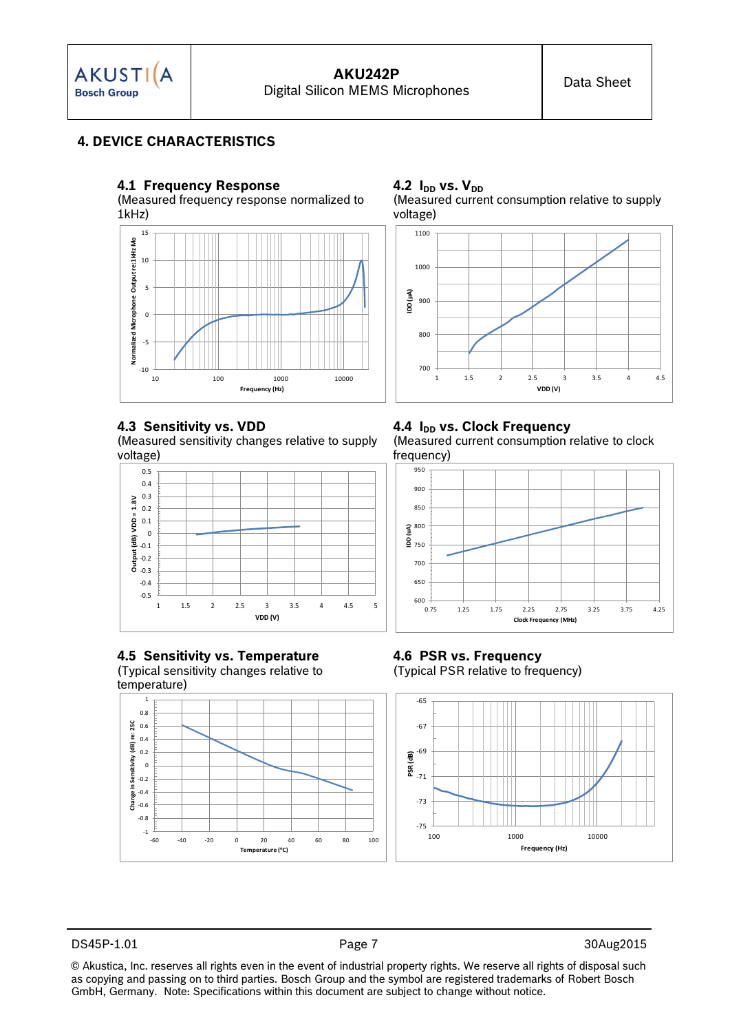## 4. DEVICE CHARACTERISTICS

### 4.1 Frequency Response

(Measured frequency response normalized to 1kHz)

### 4.2 $I_{DD}$ vs. $V_{DD}$

(Measured current consumption relative to supply voltage)

### 4.3 Sensitivity vs. VDD

(Measured sensitivity changes relative to supply voltage)

### 4.4 $I_{DD}$ vs. Clock Frequency

(Measured current consumption relative to clock frequency)

### 4.5 Sensitivity vs. Temperature

(Typical sensitivity changes relative to temperature)

### 4.6 PSR vs. Frequency

(Typical PSR relative to frequency)

© Akustica, Inc. reserves all rights even in the event of industrial property rights. We reserve all rights of disposal such as copying and passing on to third parties. Bosch Group and the symbol are registered trademarks of Robert Bosch GmbH, Germany. Note: Specifications within this document are subject to change without notice.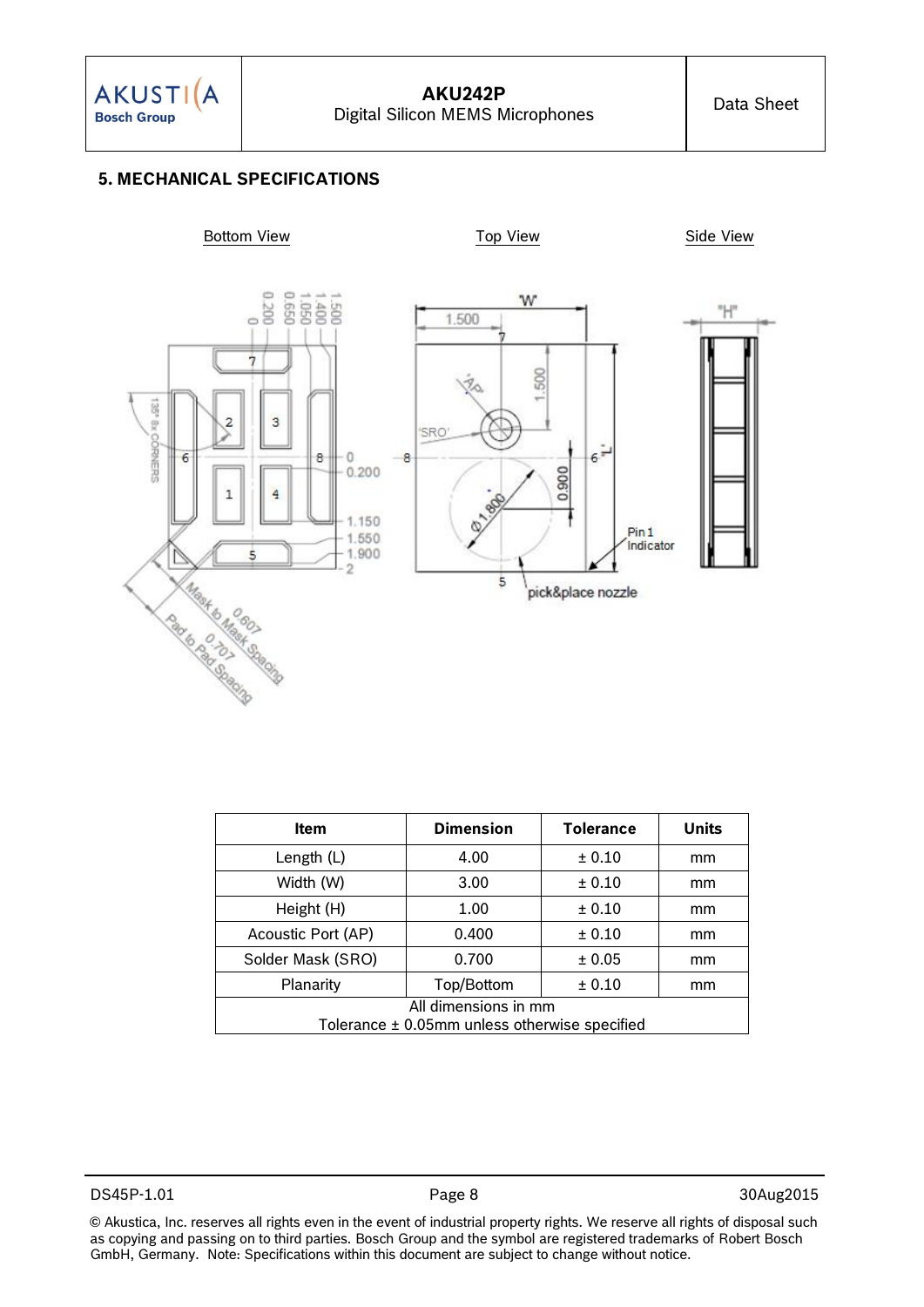## 5. MECHANICAL SPECIFICATIONS

Bottom View　　　　Top View　　　　Side View

| Item | Dimension | Tolerance | Units |
|---|---|---|---|
| Length (L) | 4.00 | ± 0.10 | mm |
| Width (W) | 3.00 | ± 0.10 | mm |
| Height (H) | 1.00 | ± 0.10 | mm |
| Acoustic Port (AP) | 0.400 | ± 0.10 | mm |
| Solder Mask (SRO) | 0.700 | ± 0.05 | mm |
| Planarity | Top/Bottom | ± 0.10 | mm |
| All dimensions in mm<br>Tolerance ± 0.05mm unless otherwise specified | | | |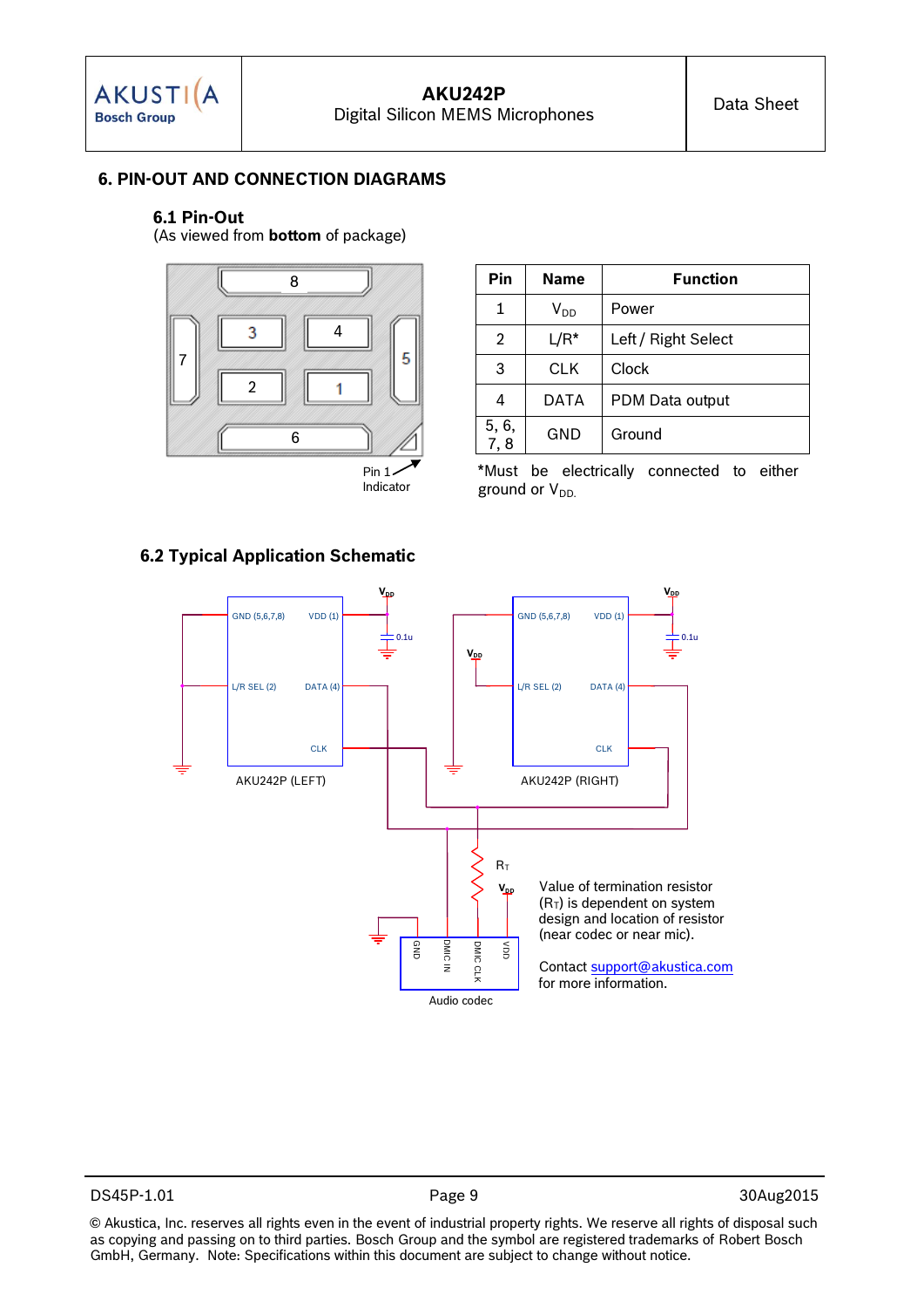## 6. PIN-OUT AND CONNECTION DIAGRAMS

### 6.1 Pin-Out

(As viewed from **bottom** of package)

Pin 1 Indicator

| Pin | Name | Function |
|---|---|---|
| 1 | $V_{DD}$ | Power |
| 2 | L/R* | Left / Right Select |
| 3 | CLK | Clock |
| 4 | DATA | PDM Data output |
| 5, 6, 7, 8 | GND | Ground |

*Must be electrically connected to either ground or $V_{DD}$.

### 6.2 Typical Application Schematic

Value of termination resistor ($R_T$) is dependent on system design and location of resistor (near codec or near mic).

Contact support@akustica.com for more information.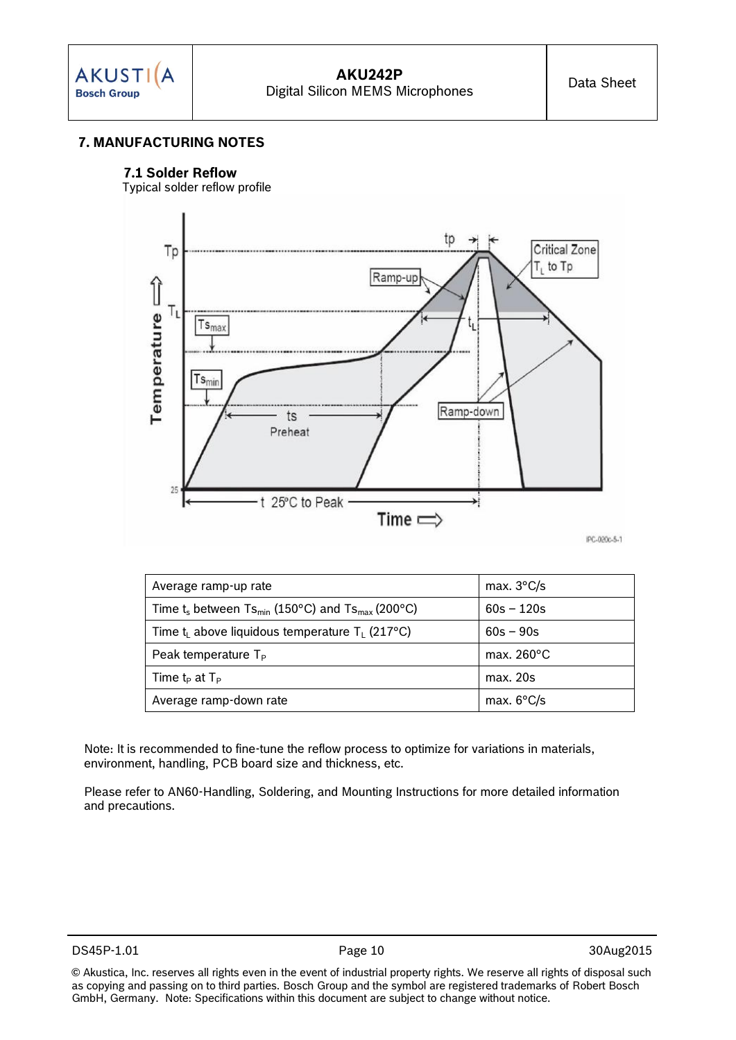## 7. MANUFACTURING NOTES

### 7.1 Solder Reflow

Typical solder reflow profile

| Average ramp-up rate | max. 3°C/s |
|---|---|
| Time $t_s$ between $Ts_{min}$ (150°C) and $Ts_{max}$ (200°C) | 60s – 120s |
| Time $t_L$ above liquidous temperature $T_L$ (217°C) | 60s – 90s |
| Peak temperature $T_P$ | max. 260°C |
| Time $t_P$ at $T_P$ | max. 20s |
| Average ramp-down rate | max. 6°C/s |

Note: It is recommended to fine-tune the reflow process to optimize for variations in materials, environment, handling, PCB board size and thickness, etc.

Please refer to AN60-Handling, Soldering, and Mounting Instructions for more detailed information and precautions.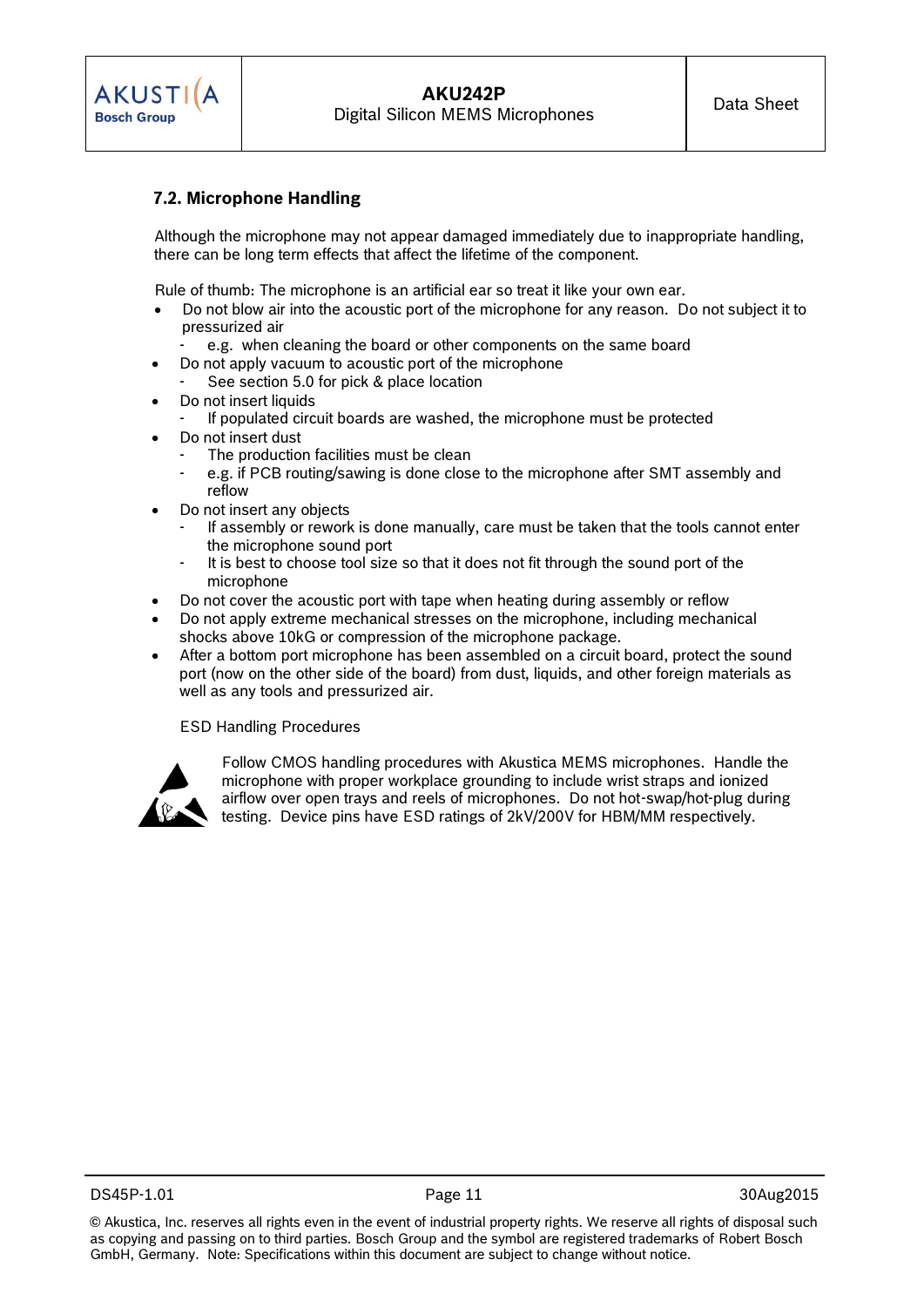### 7.2. Microphone Handling

Although the microphone may not appear damaged immediately due to inappropriate handling, there can be long term effects that affect the lifetime of the component.

Rule of thumb: The microphone is an artificial ear so treat it like your own ear.

- Do not blow air into the acoustic port of the microphone for any reason. Do not subject it to pressurized air
  - e.g. when cleaning the board or other components on the same board
- Do not apply vacuum to acoustic port of the microphone
  - See section 5.0 for pick & place location
- Do not insert liquids
  - If populated circuit boards are washed, the microphone must be protected
- Do not insert dust
  - The production facilities must be clean
  - e.g. if PCB routing/sawing is done close to the microphone after SMT assembly and reflow
- Do not insert any objects
  - If assembly or rework is done manually, care must be taken that the tools cannot enter the microphone sound port
  - It is best to choose tool size so that it does not fit through the sound port of the microphone
- Do not cover the acoustic port with tape when heating during assembly or reflow
- Do not apply extreme mechanical stresses on the microphone, including mechanical shocks above 10kG or compression of the microphone package.
- After a bottom port microphone has been assembled on a circuit board, protect the sound port (now on the other side of the board) from dust, liquids, and other foreign materials as well as any tools and pressurized air.

ESD Handling Procedures

Follow CMOS handling procedures with Akustica MEMS microphones. Handle the microphone with proper workplace grounding to include wrist straps and ionized airflow over open trays and reels of microphones. Do not hot-swap/hot-plug during testing. Device pins have ESD ratings of 2kV/200V for HBM/MM respectively.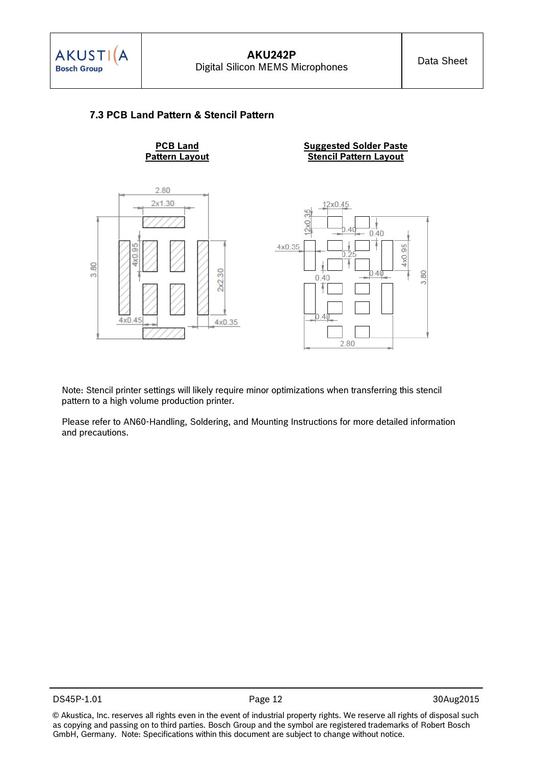### 7.3 PCB Land Pattern & Stencil Pattern

**PCB Land Pattern Layout**

**Suggested Solder Paste Stencil Pattern Layout**

Note: Stencil printer settings will likely require minor optimizations when transferring this stencil pattern to a high volume production printer.

Please refer to AN60-Handling, Soldering, and Mounting Instructions for more detailed information and precautions.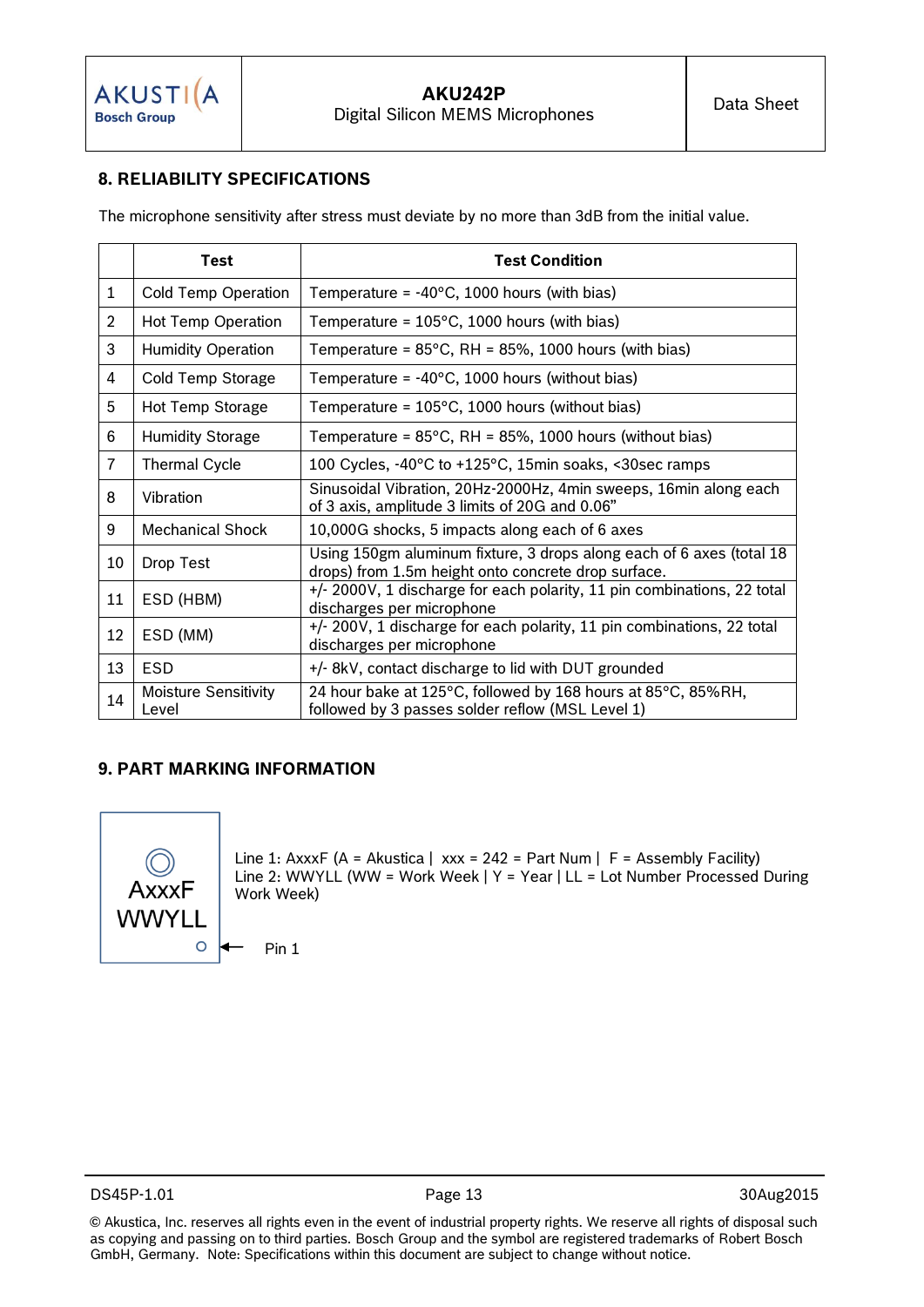## 8. RELIABILITY SPECIFICATIONS

The microphone sensitivity after stress must deviate by no more than 3dB from the initial value.

| | Test | Test Condition |
|---|---|---|
| 1 | Cold Temp Operation | Temperature = -40°C, 1000 hours (with bias) |
| 2 | Hot Temp Operation | Temperature = 105°C, 1000 hours (with bias) |
| 3 | Humidity Operation | Temperature = 85°C, RH = 85%, 1000 hours (with bias) |
| 4 | Cold Temp Storage | Temperature = -40°C, 1000 hours (without bias) |
| 5 | Hot Temp Storage | Temperature = 105°C, 1000 hours (without bias) |
| 6 | Humidity Storage | Temperature = 85°C, RH = 85%, 1000 hours (without bias) |
| 7 | Thermal Cycle | 100 Cycles, -40°C to +125°C, 15min soaks, <30sec ramps |
| 8 | Vibration | Sinusoidal Vibration, 20Hz-2000Hz, 4min sweeps, 16min along each of 3 axis, amplitude 3 limits of 20G and 0.06" |
| 9 | Mechanical Shock | 10,000G shocks, 5 impacts along each of 6 axes |
| 10 | Drop Test | Using 150gm aluminum fixture, 3 drops along each of 6 axes (total 18 drops) from 1.5m height onto concrete drop surface. |
| 11 | ESD (HBM) | +/- 2000V, 1 discharge for each polarity, 11 pin combinations, 22 total discharges per microphone |
| 12 | ESD (MM) | +/- 200V, 1 discharge for each polarity, 11 pin combinations, 22 total discharges per microphone |
| 13 | ESD | +/- 8kV, contact discharge to lid with DUT grounded |
| 14 | Moisture Sensitivity Level | 24 hour bake at 125°C, followed by 168 hours at 85°C, 85%RH, followed by 3 passes solder reflow (MSL Level 1) |

## 9. PART MARKING INFORMATION

AxxxF
WWYLL

Line 1: AxxxF (A = Akustica | xxx = 242 = Part Num | F = Assembly Facility)
Line 2: WWYLL (WW = Work Week | Y = Year | LL = Lot Number Processed During Work Week)

Pin 1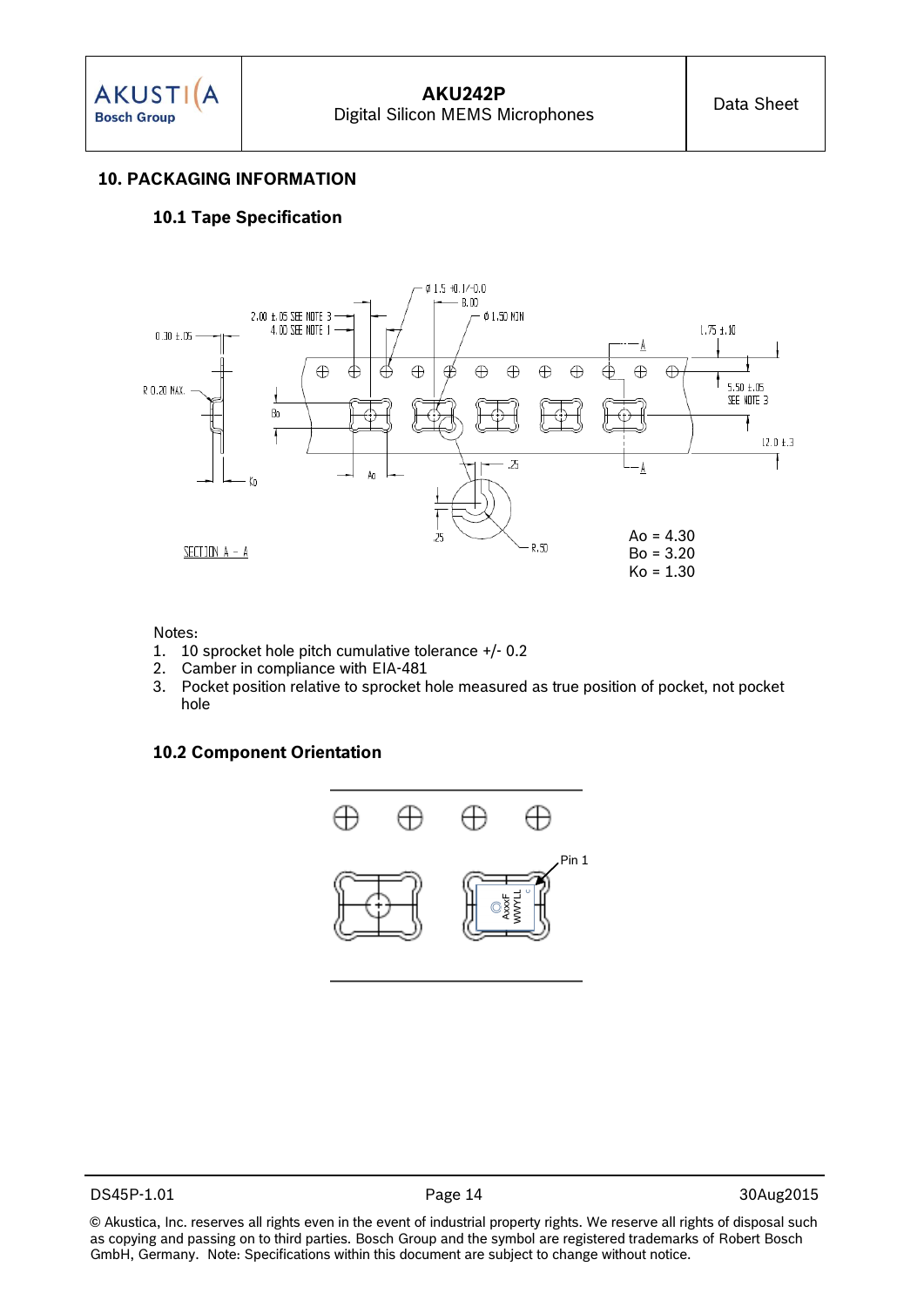## 10. PACKAGING INFORMATION

### 10.1 Tape Specification

Ao = 4.30
Bo = 3.20
Ko = 1.30

Notes:
1. 10 sprocket hole pitch cumulative tolerance +/- 0.2
2. Camber in compliance with EIA-481
3. Pocket position relative to sprocket hole measured as true position of pocket, not pocket hole

### 10.2 Component Orientation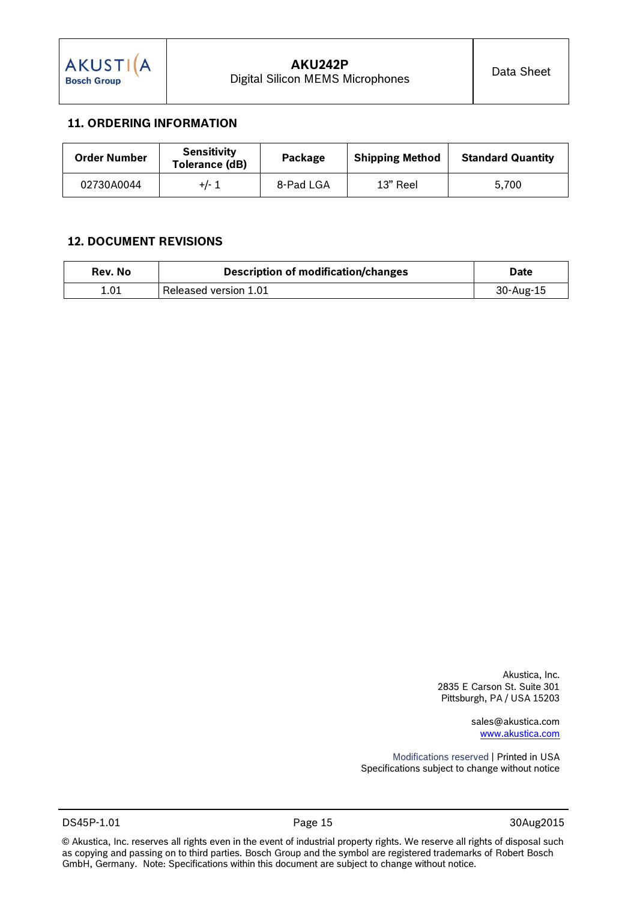## 11. ORDERING INFORMATION

| Order Number | Sensitivity Tolerance (dB) | Package | Shipping Method | Standard Quantity |
|---|---|---|---|---|
| 02730A0044 | +/- 1 | 8-Pad LGA | 13" Reel | 5,700 |

## 12. DOCUMENT REVISIONS

| Rev. No | Description of modification/changes | Date |
|---|---|---|
| 1.01 | Released version 1.01 | 30-Aug-15 |

Akustica, Inc.
2835 E Carson St. Suite 301
Pittsburgh, PA / USA 15203

sales@akustica.com
www.akustica.com

Modifications reserved | Printed in USA
Specifications subject to change without notice

© Akustica, Inc. reserves all rights even in the event of industrial property rights. We reserve all rights of disposal such as copying and passing on to third parties. Bosch Group and the symbol are registered trademarks of Robert Bosch GmbH, Germany. Note: Specifications within this document are subject to change without notice.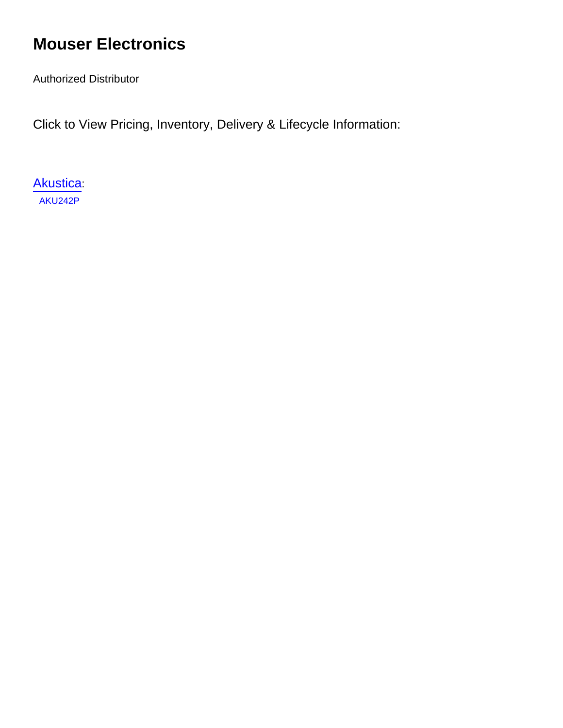# Mouser Electronics

Authorized Distributor

Click to View Pricing, Inventory, Delivery & Lifecycle Information:

Akustica:

AKU242P